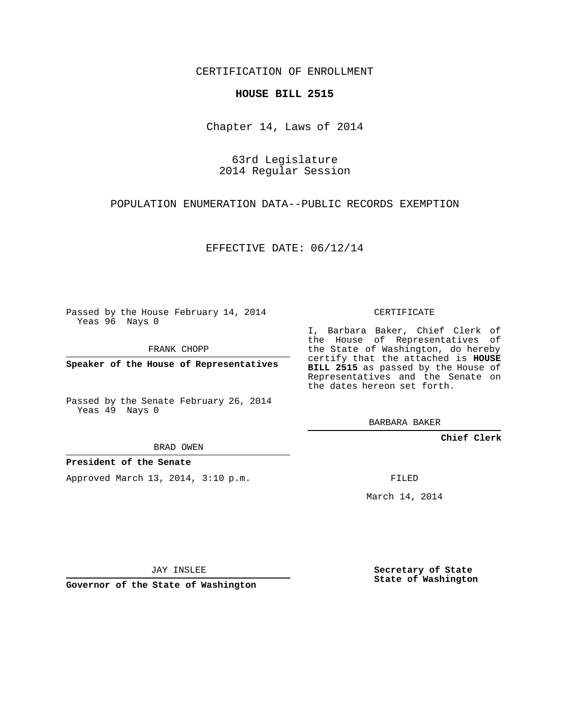CERTIFICATION OF ENROLLMENT

**HOUSE BILL 2515**

Chapter 14, Laws of 2014

63rd Legislature
2014 Regular Session

POPULATION ENUMERATION DATA--PUBLIC RECORDS EXEMPTION

EFFECTIVE DATE: 06/12/14

Passed by the House February 14, 2014
Yeas 96 Nays 0

FRANK CHOPP

**Speaker of the House of Representatives**

Passed by the Senate February 26, 2014
Yeas 49 Nays 0

BRAD OWEN

**President of the Senate**

Approved March 13, 2014, 3:10 p.m.

JAY INSLEE

**Governor of the State of Washington**

CERTIFICATE

I, Barbara Baker, Chief Clerk of the House of Representatives of the State of Washington, do hereby certify that the attached is **HOUSE BILL 2515** as passed by the House of Representatives and the Senate on the dates hereon set forth.

BARBARA BAKER

**Chief Clerk**

FILED

March 14, 2014

**Secretary of State**
**State of Washington**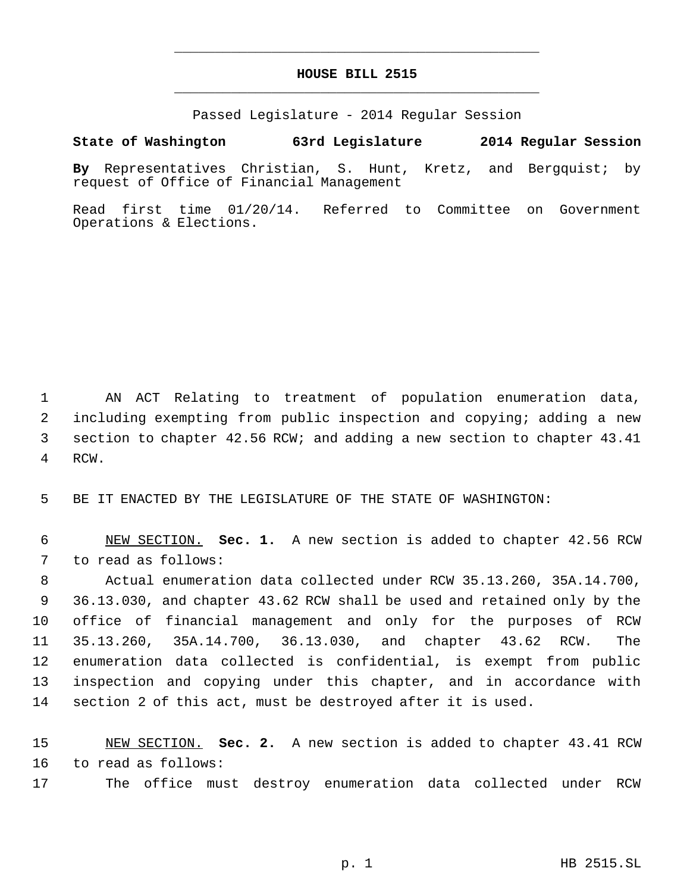# HOUSE BILL 2515

Passed Legislature - 2014 Regular Session

**State of Washington 63rd Legislature 2014 Regular Session**

**By** Representatives Christian, S. Hunt, Kretz, and Bergquist; by request of Office of Financial Management

Read first time 01/20/14. Referred to Committee on Government Operations & Elections.

1 AN ACT Relating to treatment of population enumeration data,
2 including exempting from public inspection and copying; adding a new
3 section to chapter 42.56 RCW; and adding a new section to chapter 43.41
4 RCW.

5 BE IT ENACTED BY THE LEGISLATURE OF THE STATE OF WASHINGTON:

6 NEW SECTION. **Sec. 1.** A new section is added to chapter 42.56 RCW
7 to read as follows:
8 Actual enumeration data collected under RCW 35.13.260, 35A.14.700,
9 36.13.030, and chapter 43.62 RCW shall be used and retained only by the
10 office of financial management and only for the purposes of RCW
11 35.13.260, 35A.14.700, 36.13.030, and chapter 43.62 RCW. The
12 enumeration data collected is confidential, is exempt from public
13 inspection and copying under this chapter, and in accordance with
14 section 2 of this act, must be destroyed after it is used.

15 NEW SECTION. **Sec. 2.** A new section is added to chapter 43.41 RCW
16 to read as follows:
17 The office must destroy enumeration data collected under RCW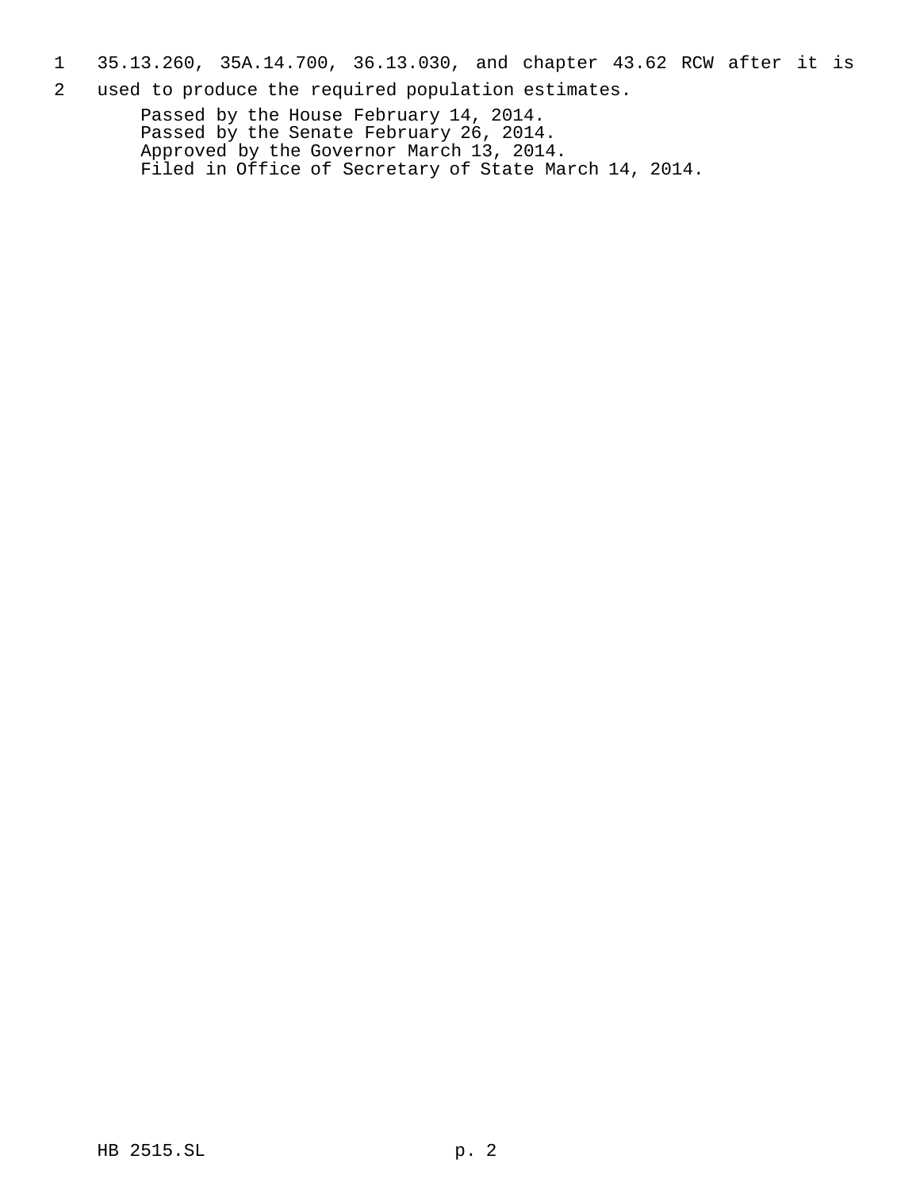35.13.260, 35A.14.700, 36.13.030, and chapter 43.62 RCW after it is used to produce the required population estimates.

Passed by the House February 14, 2014.
Passed by the Senate February 26, 2014.
Approved by the Governor March 13, 2014.
Filed in Office of Secretary of State March 14, 2014.